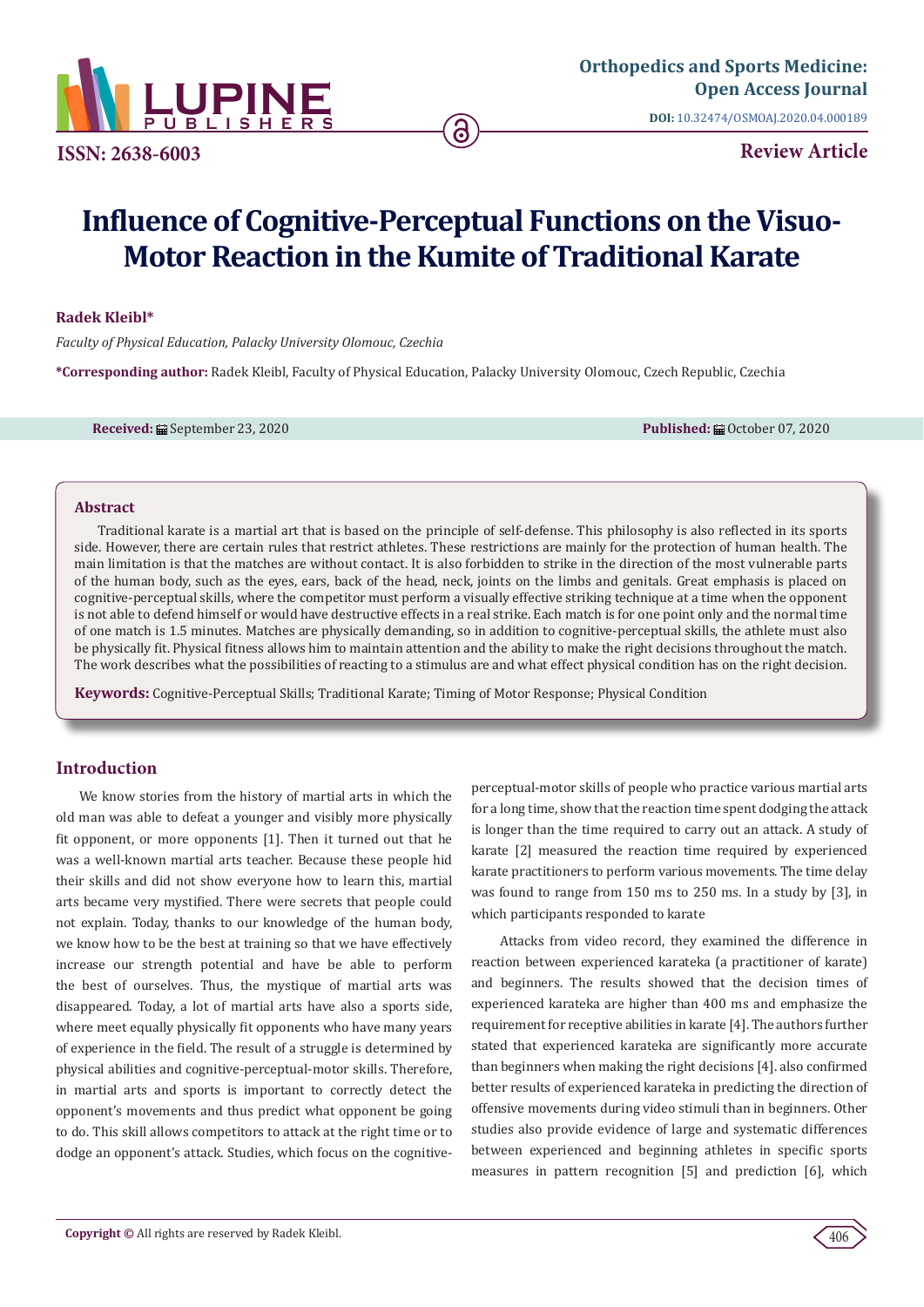Orthopedics and Sports Medicine: Open Access Journal

DOI: 10.32474/OSMOAJ.2020.04.000189

ISSN: 2638-6003

Review Article

# Influence of Cognitive-Perceptual Functions on the Visuo-Motor Reaction in the Kumite of Traditional Karate

**Radek Kleibl***

*Faculty of Physical Education, Palacky University Olomouc, Czechia*

***Corresponding author:** Radek Kleibl, Faculty of Physical Education, Palacky University Olomouc, Czech Republic, Czechia

**Received:** September 23, 2020 **Published:** October 07, 2020

## Abstract

Traditional karate is a martial art that is based on the principle of self-defense. This philosophy is also reflected in its sports side. However, there are certain rules that restrict athletes. These restrictions are mainly for the protection of human health. The main limitation is that the matches are without contact. It is also forbidden to strike in the direction of the most vulnerable parts of the human body, such as the eyes, ears, back of the head, neck, joints on the limbs and genitals. Great emphasis is placed on cognitive-perceptual skills, where the competitor must perform a visually effective striking technique at a time when the opponent is not able to defend himself or would have destructive effects in a real strike. Each match is for one point only and the normal time of one match is 1.5 minutes. Matches are physically demanding, so in addition to cognitive-perceptual skills, the athlete must also be physically fit. Physical fitness allows him to maintain attention and the ability to make the right decisions throughout the match. The work describes what the possibilities of reacting to a stimulus are and what effect physical condition has on the right decision.

**Keywords:** Cognitive-Perceptual Skills; Traditional Karate; Timing of Motor Response; Physical Condition

## Introduction

We know stories from the history of martial arts in which the old man was able to defeat a younger and visibly more physically fit opponent, or more opponents [1]. Then it turned out that he was a well-known martial arts teacher. Because these people hid their skills and did not show everyone how to learn this, martial arts became very mystified. There were secrets that people could not explain. Today, thanks to our knowledge of the human body, we know how to be the best at training so that we have effectively increase our strength potential and have be able to perform the best of ourselves. Thus, the mystique of martial arts was disappeared. Today, a lot of martial arts have also a sports side, where meet equally physically fit opponents who have many years of experience in the field. The result of a struggle is determined by physical abilities and cognitive-perceptual-motor skills. Therefore, in martial arts and sports is important to correctly detect the opponent's movements and thus predict what opponent be going to do. This skill allows competitors to attack at the right time or to dodge an opponent's attack. Studies, which focus on the cognitive-perceptual-motor skills of people who practice various martial arts for a long time, show that the reaction time spent dodging the attack is longer than the time required to carry out an attack. A study of karate [2] measured the reaction time required by experienced karate practitioners to perform various movements. The time delay was found to range from 150 ms to 250 ms. In a study by [3], in which participants responded to karate

Attacks from video record, they examined the difference in reaction between experienced karateka (a practitioner of karate) and beginners. The results showed that the decision times of experienced karateka are higher than 400 ms and emphasize the requirement for receptive abilities in karate [4]. The authors further stated that experienced karateka are significantly more accurate than beginners when making the right decisions [4]. also confirmed better results of experienced karateka in predicting the direction of offensive movements during video stimuli than in beginners. Other studies also provide evidence of large and systematic differences between experienced and beginning athletes in specific sports measures in pattern recognition [5] and prediction [6], which

**Copyright ©** All rights are reserved by Radek Kleibl.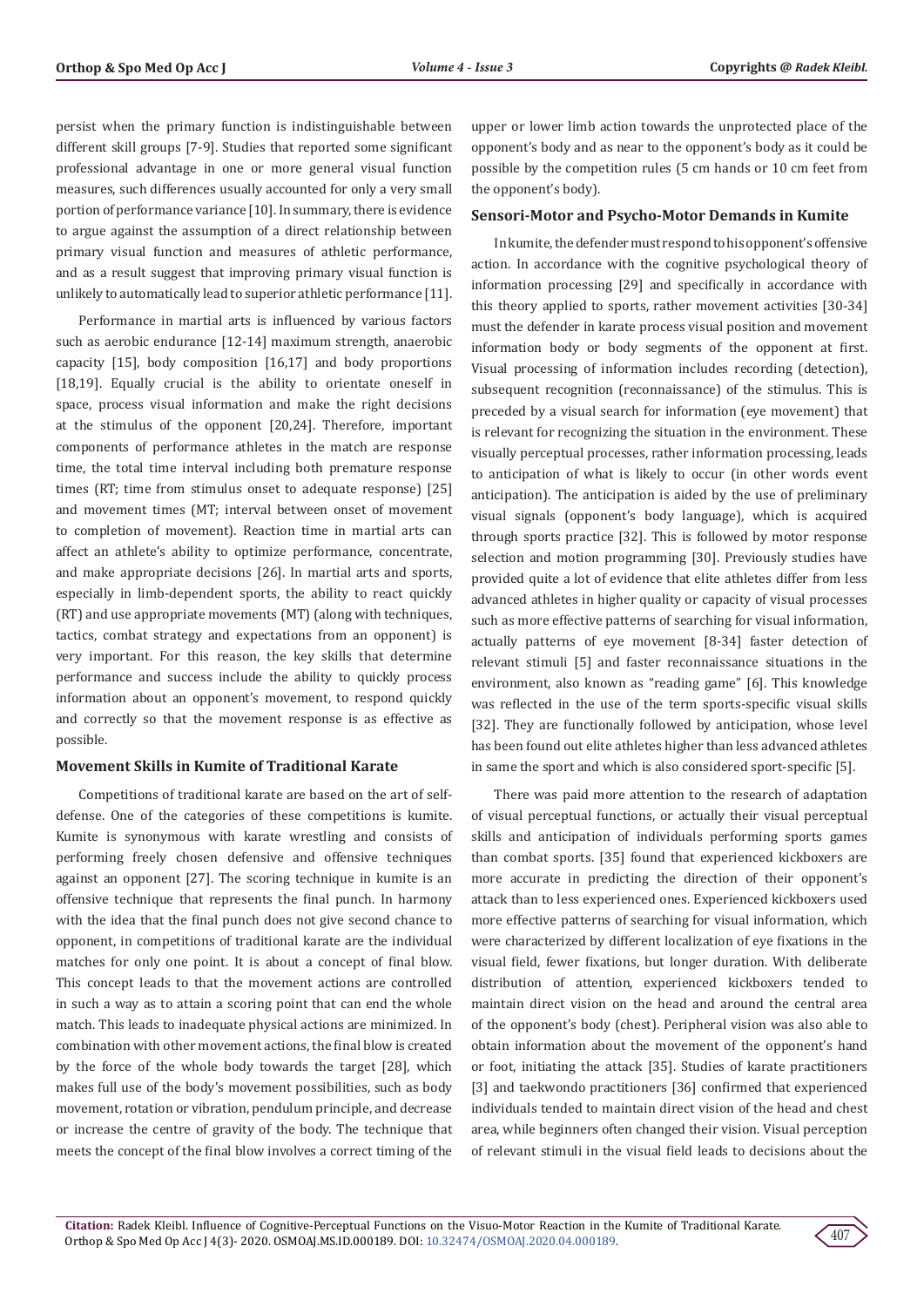persist when the primary function is indistinguishable between different skill groups [7-9]. Studies that reported some significant professional advantage in one or more general visual function measures, such differences usually accounted for only a very small portion of performance variance [10]. In summary, there is evidence to argue against the assumption of a direct relationship between primary visual function and measures of athletic performance, and as a result suggest that improving primary visual function is unlikely to automatically lead to superior athletic performance [11].

Performance in martial arts is influenced by various factors such as aerobic endurance [12-14] maximum strength, anaerobic capacity [15], body composition [16,17] and body proportions [18,19]. Equally crucial is the ability to orientate oneself in space, process visual information and make the right decisions at the stimulus of the opponent [20,24]. Therefore, important components of performance athletes in the match are response time, the total time interval including both premature response times (RT; time from stimulus onset to adequate response) [25] and movement times (MT; interval between onset of movement to completion of movement). Reaction time in martial arts can affect an athlete's ability to optimize performance, concentrate, and make appropriate decisions [26]. In martial arts and sports, especially in limb-dependent sports, the ability to react quickly (RT) and use appropriate movements (MT) (along with techniques, tactics, combat strategy and expectations from an opponent) is very important. For this reason, the key skills that determine performance and success include the ability to quickly process information about an opponent's movement, to respond quickly and correctly so that the movement response is as effective as possible.

### Movement Skills in Kumite of Traditional Karate

Competitions of traditional karate are based on the art of self-defense. One of the categories of these competitions is kumite. Kumite is synonymous with karate wrestling and consists of performing freely chosen defensive and offensive techniques against an opponent [27]. The scoring technique in kumite is an offensive technique that represents the final punch. In harmony with the idea that the final punch does not give second chance to opponent, in competitions of traditional karate are the individual matches for only one point. It is about a concept of final blow. This concept leads to that the movement actions are controlled in such a way as to attain a scoring point that can end the whole match. This leads to inadequate physical actions are minimized. In combination with other movement actions, the final blow is created by the force of the whole body towards the target [28], which makes full use of the body's movement possibilities, such as body movement, rotation or vibration, pendulum principle, and decrease or increase the centre of gravity of the body. The technique that meets the concept of the final blow involves a correct timing of the upper or lower limb action towards the unprotected place of the opponent's body and as near to the opponent's body as it could be possible by the competition rules (5 cm hands or 10 cm feet from the opponent's body).

### Sensori-Motor and Psycho-Motor Demands in Kumite

In kumite, the defender must respond to his opponent's offensive action. In accordance with the cognitive psychological theory of information processing [29] and specifically in accordance with this theory applied to sports, rather movement activities [30-34] must the defender in karate process visual position and movement information body or body segments of the opponent at first. Visual processing of information includes recording (detection), subsequent recognition (reconnaissance) of the stimulus. This is preceded by a visual search for information (eye movement) that is relevant for recognizing the situation in the environment. These visually perceptual processes, rather information processing, leads to anticipation of what is likely to occur (in other words event anticipation). The anticipation is aided by the use of preliminary visual signals (opponent's body language), which is acquired through sports practice [32]. This is followed by motor response selection and motion programming [30]. Previously studies have provided quite a lot of evidence that elite athletes differ from less advanced athletes in higher quality or capacity of visual processes such as more effective patterns of searching for visual information, actually patterns of eye movement [8-34] faster detection of relevant stimuli [5] and faster reconnaissance situations in the environment, also known as "reading game" [6]. This knowledge was reflected in the use of the term sports-specific visual skills [32]. They are functionally followed by anticipation, whose level has been found out elite athletes higher than less advanced athletes in same the sport and which is also considered sport-specific [5].

There was paid more attention to the research of adaptation of visual perceptual functions, or actually their visual perceptual skills and anticipation of individuals performing sports games than combat sports. [35] found that experienced kickboxers are more accurate in predicting the direction of their opponent's attack than to less experienced ones. Experienced kickboxers used more effective patterns of searching for visual information, which were characterized by different localization of eye fixations in the visual field, fewer fixations, but longer duration. With deliberate distribution of attention, experienced kickboxers tended to maintain direct vision on the head and around the central area of the opponent's body (chest). Peripheral vision was also able to obtain information about the movement of the opponent's hand or foot, initiating the attack [35]. Studies of karate practitioners [3] and taekwondo practitioners [36] confirmed that experienced individuals tended to maintain direct vision of the head and chest area, while beginners often changed their vision. Visual perception of relevant stimuli in the visual field leads to decisions about the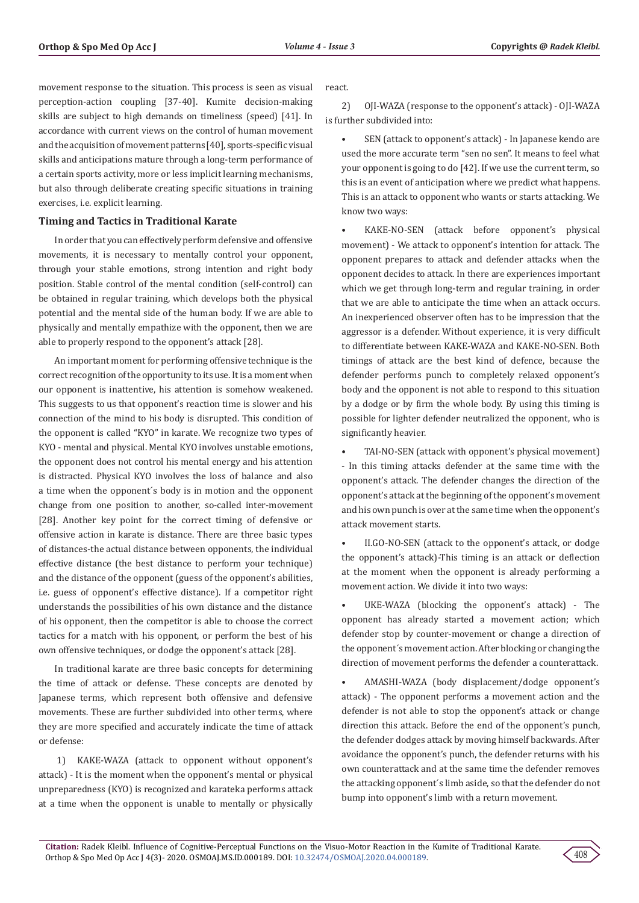movement response to the situation. This process is seen as visual perception-action coupling [37-40]. Kumite decision-making skills are subject to high demands on timeliness (speed) [41]. In accordance with current views on the control of human movement and the acquisition of movement patterns [40], sports-specific visual skills and anticipations mature through a long-term performance of a certain sports activity, more or less implicit learning mechanisms, but also through deliberate creating specific situations in training exercises, i.e. explicit learning.

### Timing and Tactics in Traditional Karate

In order that you can effectively perform defensive and offensive movements, it is necessary to mentally control your opponent, through your stable emotions, strong intention and right body position. Stable control of the mental condition (self-control) can be obtained in regular training, which develops both the physical potential and the mental side of the human body. If we are able to physically and mentally empathize with the opponent, then we are able to properly respond to the opponent's attack [28].

An important moment for performing offensive technique is the correct recognition of the opportunity to its use. It is a moment when our opponent is inattentive, his attention is somehow weakened. This suggests to us that opponent's reaction time is slower and his connection of the mind to his body is disrupted. This condition of the opponent is called "KYO" in karate. We recognize two types of KYO - mental and physical. Mental KYO involves unstable emotions, the opponent does not control his mental energy and his attention is distracted. Physical KYO involves the loss of balance and also a time when the opponent´s body is in motion and the opponent change from one position to another, so-called inter-movement [28]. Another key point for the correct timing of defensive or offensive action in karate is distance. There are three basic types of distances-the actual distance between opponents, the individual effective distance (the best distance to perform your technique) and the distance of the opponent (guess of the opponent's abilities, i.e. guess of opponent's effective distance). If a competitor right understands the possibilities of his own distance and the distance of his opponent, then the competitor is able to choose the correct tactics for a match with his opponent, or perform the best of his own offensive techniques, or dodge the opponent's attack [28].

In traditional karate are three basic concepts for determining the time of attack or defense. These concepts are denoted by Japanese terms, which represent both offensive and defensive movements. These are further subdivided into other terms, where they are more specified and accurately indicate the time of attack or defense:

1) KAKE-WAZA (attack to opponent without opponent's attack) - It is the moment when the opponent's mental or physical unpreparedness (KYO) is recognized and karateka performs attack at a time when the opponent is unable to mentally or physically react.

2) OJI-WAZA (response to the opponent's attack) - OJI-WAZA is further subdivided into:

- SEN (attack to opponent's attack) - In Japanese kendo are used the more accurate term "sen no sen". It means to feel what your opponent is going to do [42]. If we use the current term, so this is an event of anticipation where we predict what happens. This is an attack to opponent who wants or starts attacking. We know two ways:

- KAKE-NO-SEN (attack before opponent's physical movement) - We attack to opponent's intention for attack. The opponent prepares to attack and defender attacks when the opponent decides to attack. In there are experiences important which we get through long-term and regular training, in order that we are able to anticipate the time when an attack occurs. An inexperienced observer often has to be impression that the aggressor is a defender. Without experience, it is very difficult to differentiate between KAKE-WAZA and KAKE-NO-SEN. Both timings of attack are the best kind of defence, because the defender performs punch to completely relaxed opponent's body and the opponent is not able to respond to this situation by a dodge or by firm the whole body. By using this timing is possible for lighter defender neutralized the opponent, who is significantly heavier.

- TAI-NO-SEN (attack with opponent's physical movement) - In this timing attacks defender at the same time with the opponent's attack. The defender changes the direction of the opponent's attack at the beginning of the opponent's movement and his own punch is over at the same time when the opponent's attack movement starts.

- II.GO-NO-SEN (attack to the opponent's attack, or dodge the opponent's attack)-This timing is an attack or deflection at the moment when the opponent is already performing a movement action. We divide it into two ways:

- UKE-WAZA (blocking the opponent's attack) - The opponent has already started a movement action; which defender stop by counter-movement or change a direction of the opponent´s movement action. After blocking or changing the direction of movement performs the defender a counterattack.

- AMASHI-WAZA (body displacement/dodge opponent's attack) - The opponent performs a movement action and the defender is not able to stop the opponent's attack or change direction this attack. Before the end of the opponent's punch, the defender dodges attack by moving himself backwards. After avoidance the opponent's punch, the defender returns with his own counterattack and at the same time the defender removes the attacking opponent´s limb aside, so that the defender do not bump into opponent's limb with a return movement.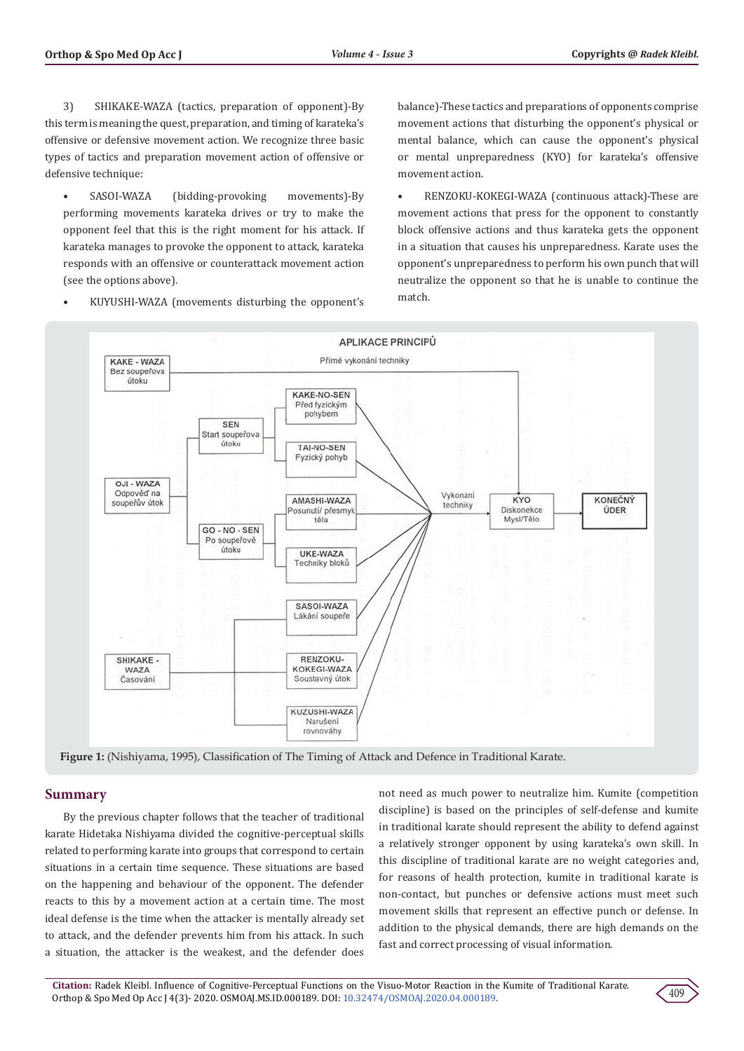3) SHIKAKE-WAZA (tactics, preparation of opponent)-By this term is meaning the quest, preparation, and timing of karateka's offensive or defensive movement action. We recognize three basic types of tactics and preparation movement action of offensive or defensive technique:

- SASOI-WAZA (bidding-provoking movements)-By performing movements karateka drives or try to make the opponent feel that this is the right moment for his attack. If karateka manages to provoke the opponent to attack, karateka responds with an offensive or counterattack movement action (see the options above).
- KUYUSHI-WAZA (movements disturbing the opponent's balance)-These tactics and preparations of opponents comprise movement actions that disturbing the opponent's physical or mental balance, which can cause the opponent's physical or mental unpreparedness (KYO) for karateka's offensive movement action.
- RENZOKU-KOKEGI-WAZA (continuous attack)-These are movement actions that press for the opponent to constantly block offensive actions and thus karateka gets the opponent in a situation that causes his unpreparedness. Karate uses the opponent's unpreparedness to perform his own punch that will neutralize the opponent so that he is unable to continue the match.

**Figure 1:** (Nishiyama, 1995), Classification of The Timing of Attack and Defence in Traditional Karate.

## Summary

By the previous chapter follows that the teacher of traditional karate Hidetaka Nishiyama divided the cognitive-perceptual skills related to performing karate into groups that correspond to certain situations in a certain time sequence. These situations are based on the happening and behaviour of the opponent. The defender reacts to this by a movement action at a certain time. The most ideal defense is the time when the attacker is mentally already set to attack, and the defender prevents him from his attack. In such a situation, the attacker is the weakest, and the defender does not need as much power to neutralize him. Kumite (competition discipline) is based on the principles of self-defense and kumite in traditional karate should represent the ability to defend against a relatively stronger opponent by using karateka's own skill. In this discipline of traditional karate are no weight categories and, for reasons of health protection, kumite in traditional karate is non-contact, but punches or defensive actions must meet such movement skills that represent an effective punch or defense. In addition to the physical demands, there are high demands on the fast and correct processing of visual information.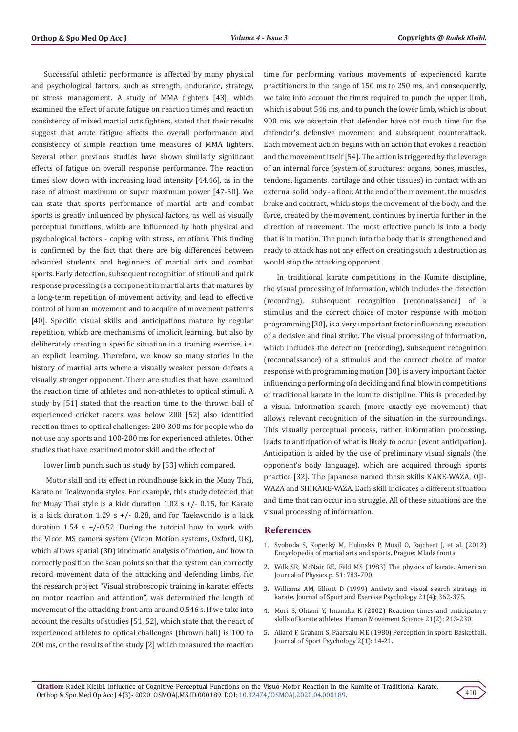Successful athletic performance is affected by many physical and psychological factors, such as strength, endurance, strategy, or stress management. A study of MMA fighters [43], which examined the effect of acute fatigue on reaction times and reaction consistency of mixed martial arts fighters, stated that their results suggest that acute fatigue affects the overall performance and consistency of simple reaction time measures of MMA fighters. Several other previous studies have shown similarly significant effects of fatigue on overall response performance. The reaction times slow down with increasing load intensity [44,46], as in the case of almost maximum or super maximum power [47-50]. We can state that sports performance of martial arts and combat sports is greatly influenced by physical factors, as well as visually perceptual functions, which are influenced by both physical and psychological factors - coping with stress, emotions. This finding is confirmed by the fact that there are big differences between advanced students and beginners of martial arts and combat sports. Early detection, subsequent recognition of stimuli and quick response processing is a component in martial arts that matures by a long-term repetition of movement activity, and lead to effective control of human movement and to acquire of movement patterns [40]. Specific visual skills and anticipations mature by regular repetition, which are mechanisms of implicit learning, but also by deliberately creating a specific situation in a training exercise, i.e. an explicit learning. Therefore, we know so many stories in the history of martial arts where a visually weaker person defeats a visually stronger opponent. There are studies that have examined the reaction time of athletes and non-athletes to optical stimuli. A study by [51] stated that the reaction time to the thrown ball of experienced cricket racers was below 200 [52] also identified reaction times to optical challenges: 200-300 ms for people who do not use any sports and 100-200 ms for experienced athletes. Other studies that have examined motor skill and the effect of

lower limb punch, such as study by [53] which compared.

Motor skill and its effect in roundhouse kick in the Muay Thai, Karate or Teakwonda styles. For example, this study detected that for Muay Thai style is a kick duration 1.02 s +/- 0.15, for Karate is a kick duration 1.29 s +/- 0.28, and for Taekwondo is a kick duration 1.54 s +/-0.52. During the tutorial how to work with the Vicon MS camera system (Vicon Motion systems, Oxford, UK), which allows spatial (3D) kinematic analysis of motion, and how to correctly position the scan points so that the system can correctly record movement data of the attacking and defending limbs, for the research project "Visual stroboscopic training in karate: effects on motor reaction and attention", was determined the length of movement of the attacking front arm around 0.546 s. If we take into account the results of studies [51, 52], which state that the react of experienced athletes to optical challenges (thrown ball) is 100 to 200 ms, or the results of the study [2] which measured the reaction time for performing various movements of experienced karate practitioners in the range of 150 ms to 250 ms, and consequently, we take into account the times required to punch the upper limb, which is about 546 ms, and to punch the lower limb, which is about 900 ms, we ascertain that defender have not much time for the defender's defensive movement and subsequent counterattack. Each movement action begins with an action that evokes a reaction and the movement itself [54]. The action is triggered by the leverage of an internal force (system of structures: organs, bones, muscles, tendons, ligaments, cartilage and other tissues) in contact with an external solid body - a floor. At the end of the movement, the muscles brake and contract, which stops the movement of the body, and the force, created by the movement, continues by inertia further in the direction of movement. The most effective punch is into a body that is in motion. The punch into the body that is strengthened and ready to attack has not any effect on creating such a destruction as would stop the attacking opponent.

In traditional karate competitions in the Kumite discipline, the visual processing of information, which includes the detection (recording), subsequent recognition (reconnaissance) of a stimulus and the correct choice of motor response with motion programming [30], is a very important factor influencing execution of a decisive and final strike. The visual processing of information, which includes the detection (recording), subsequent recognition (reconnaissance) of a stimulus and the correct choice of motor response with programming motion [30], is a very important factor influencing a performing of a deciding and final blow in competitions of traditional karate in the kumite discipline. This is preceded by a visual information search (more exactly eye movement) that allows relevant recognition of the situation in the surroundings. This visually perceptual process, rather information processing, leads to anticipation of what is likely to occur (event anticipation). Anticipation is aided by the use of preliminary visual signals (the opponent's body language), which are acquired through sports practice [32]. The Japanese named these skills KAKE-WAZA, OJI-WAZA and SHIKAKE-VAZA. Each skill indicates a different situation and time that can occur in a struggle. All of these situations are the visual processing of information.

## References

1. Svoboda S, Kopecký M, Hulinský P, Musil O, Rajchert J, et al. (2012) Encyclopedia of martial arts and sports. Prague: Mladá fronta.
2. Wilk SR, McNair RE, Feld MS (1983) The physics of karate. American Journal of Physics p. 51: 783-790.
3. Williams AM, Elliott D (1999) Anxiety and visual search strategy in karate. Journal of Sport and Exercise Psychology 21(4): 362-375.
4. Mori S, Ohtani Y, Imanaka K (2002) Reaction times and anticipatory skills of karate athletes. Human Movement Science 21(2): 213-230.
5. Allard F, Graham S, Paarsalu ME (1980) Perception in sport: Basketball. Journal of Sport Psychology 2(1): 14-21.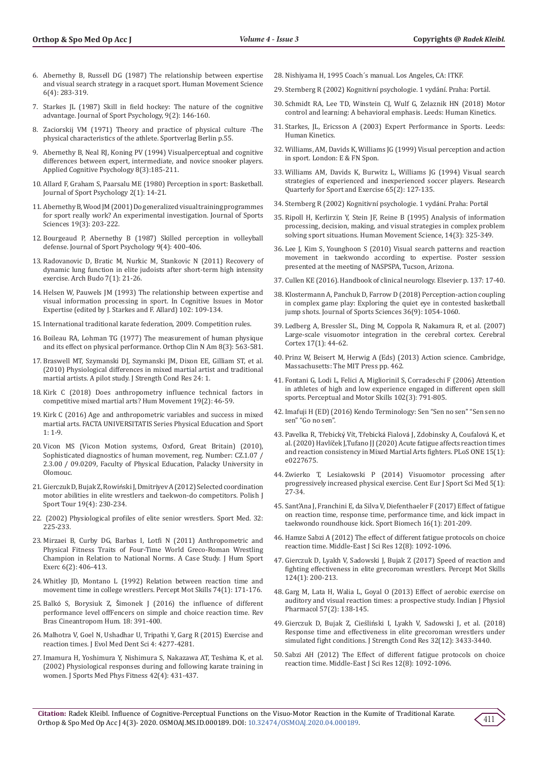6. Abernethy B, Russell DG (1987) The relationship between expertise and visual search strategy in a racquet sport. Human Movement Science 6(4): 283-319.
7. Starkes JL (1987) Skill in field hockey: The nature of the cognitive advantage. Journal of Sport Psychology, 9(2): 146-160.
8. Zaciorskij VM (1971) Theory and practice of physical culture -The physical characteristics of the athlete. Sportverlag Berlin p.55.
9. Abernethy B, Neal RJ, Koning PV (1994) Visualperceptual and cognitive differences between expert, intermediate, and novice snooker players. Applied Cognitive Psychology 8(3):185-211.
10. Allard F, Graham S, Paarsalu ME (1980) Perception in sport: Basketball. Journal of Sport Psychology 2(1): 14-21.
11. Abernethy B, Wood JM (2001) Do generalized visual training programmes for sport really work? An experimental investigation. Journal of Sports Sciences 19(3): 203-222.
12. Bourgeaud P, Abernethy B (1987) Skilled perception in volleyball defense. Journal of Sport Psychology 9(4): 400-406.
13. Radovanovic D, Bratic M, Nurkic M, Stankovic N (2011) Recovery of dynamic lung function in elite judoists after short-term high intensity exercise. Arch Budo 7(1): 21-26.
14. Helsen W, Pauwels JM (1993) The relationship between expertise and visual information processing in sport. In Cognitive Issues in Motor Expertise (edited by J. Starkes and F. Allard) 102: 109-134.
15. International traditional karate federation, 2009. Competition rules.
16. Boileau RA, Lohman TG (1977) The measurement of human physique and its effect on physical performance. Orthop Clin N Am 8(3): 563-581.
17. Braswell MT, Szymanski DJ, Szymanski JM, Dixon EE, Gilliam ST, et al. (2010) Physiological differences in mixed martial artist and traditional martial artists. A pilot study. J Strength Cond Res 24: 1.
18. Kirk C (2018) Does anthropometry influence technical factors in competitive mixed martial arts? Hum Movement 19(2): 46-59.
19. Kirk C (2016) Age and anthropometric variables and success in mixed martial arts. FACTA UNIVERSITATIS Series Physical Education and Sport 1: 1-9.
20. Vicon MS (Vicon Motion systems, Oxford, Great Britain) (2010), Sophisticated diagnostics of human movement, reg. Number: CZ.1.07 / 2.3.00 / 09.0209, Faculty of Physical Education, Palacky University in Olomouc.
21. Gierczuk D, Bujak Z, Rowiński J, Dmitriyev A (2012) Selected coordination motor abilities in elite wrestlers and taekwon-do competitors. Polish J Sport Tour 19(4): 230-234.
22. (2002) Physiological profiles of elite senior wrestlers. Sport Med. 32: 225-233.
23. Mirzaei B, Curby DG, Barbas I, Lotfi N (2011) Anthropometric and Physical Fitness Traits of Four-Time World Greco-Roman Wrestling Champion in Relation to National Norms. A Case Study. J Hum Sport Exerc 6(2): 406-413.
24. Whitley JD, Montano L (1992) Relation between reaction time and movement time in college wrestlers. Percept Mot Skills 74(1): 171-176.
25. Balkó S, Borysiuk Z, Šimonek J (2016) the influence of different performance level offFencers on simple and choice reaction time. Rev Bras Cineantropom Hum. 18: 391-400.
26. Malhotra V, Goel N, Ushadhar U, Tripathi Y, Garg R (2015) Exercise and reaction times. J Evol Med Dent Sci 4: 4277-4281.
27. Imamura H, Yoshimura Y, Nishimura S, Nakazawa AT, Teshima K, et al. (2002) Physiological responses during and following karate training in women. J Sports Med Phys Fitness 42(4): 431-437.
28. Nishiyama H, 1995 Coach´s manual. Los Angeles, CA: ITKF.
29. Sternberg R (2002) Kognitivní psychologie. 1 vydání. Praha: Portál.
30. Schmidt RA, Lee TD, Winstein CJ, Wulf G, Zelaznik HN (2018) Motor control and learning: A behavioral emphasis. Leeds: Human Kinetics.
31. Starkes, JL, Ericsson A (2003) Expert Performance in Sports. Leeds: Human Kinetics.
32. Williams, AM, Davids K, Williams JG (1999) Visual perception and action in sport. London: E & FN Spon.
33. Williams AM, Davids K, Burwitz L, Williams JG (1994) Visual search strategies of experienced and inexperienced soccer players. Research Quarterly for Sport and Exercise 65(2): 127-135.
34. Sternberg R (2002) Kognitivní psychologie. 1 vydání. Praha: Portál
35. Ripoll H, Kerlirzin Y, Stein JF, Reine B (1995) Analysis of information processing, decision, making, and visual strategies in complex problem solving sport situations. Human Movement Science, 14(3): 325-349.
36. Lee J, Kim S, Younghoon S (2010) Visual search patterns and reaction movement in taekwondo according to expertise. Poster session presented at the meeting of NASPSPA, Tucson, Arizona.
37. Cullen KE (2016). Handbook of clinical neurology. Elsevier p. 137: 17-40.
38. Klostermann A, Panchuk D, Farrow D (2018) Perception-action coupling in complex game play: Exploring the quiet eye in contested basketball jump shots. Journal of Sports Sciences 36(9): 1054-1060.
39. Ledberg A, Bressler SL, Ding M, Coppola R, Nakamura R, et al. (2007) Large-scale visuomotor integration in the cerebral cortex. Cerebral Cortex 17(1): 44-62.
40. Prinz W, Beisert M, Herwig A (Eds) (2013) Action science. Cambridge, Massachusetts: The MIT Press pp. 462.
41. Fontani G, Lodi L, Felici A, Migliorinil S, Corradeschi F (2006) Attention in athletes of high and low experience engaged in different open skill sports. Perceptual and Motor Skills 102(3): 791-805.
42. Imafuji H (ED) (2016) Kendo Terminology: Sen "Sen no sen" "Sen sen no sen" "Go no sen".
43. Pavelka R, Třebický Vít, Třebická Fialová J, Zdobinsky A, Coufalová K, et al. (2020) Havlíček J,Tufano JJ (2020) Acute fatigue affects reaction times and reaction consistency in Mixed Martial Arts fighters. PLoS ONE 15(1): e0227675.
44. Zwierko T, Lesiakowski P (2014) Visuomotor processing after progressively increased physical exercise. Cent Eur J Sport Sci Med 5(1): 27-34.
45. Sant'Ana J, Franchini E, da Silva V, Diefenthaeler F (2017) Effect of fatigue on reaction time, response time, performance time, and kick impact in taekwondo roundhouse kick. Sport Biomech 16(1): 201-209.
46. Hamze Sabzi A (2012) The effect of different fatigue protocols on choice reaction time. Middle-East J Sci Res 12(8): 1092-1096.
47. Gierczuk D, Lyakh V, Sadowski J, Bujak Z (2017) Speed of reaction and fighting effectiveness in elite grecoroman wrestlers. Percept Mot Skills 124(1): 200-213.
48. Garg M, Lata H, Walia L, Goyal O (2013) Effect of aerobic exercise on auditory and visual reaction times: a prospective study. Indian J Physiol Pharmacol 57(2): 138-145.
49. Gierczuk D, Bujak Z, Cieśliński I, Lyakh V, Sadowski J, et al. (2018) Response time and effectiveness in elite grecoroman wrestlers under simulated fight conditions. J Strength Cond Res 32(12): 3433-3440.
50. Sabzi AH (2012) The Effect of different fatigue protocols on choice reaction time. Middle-East J Sci Res 12(8): 1092-1096.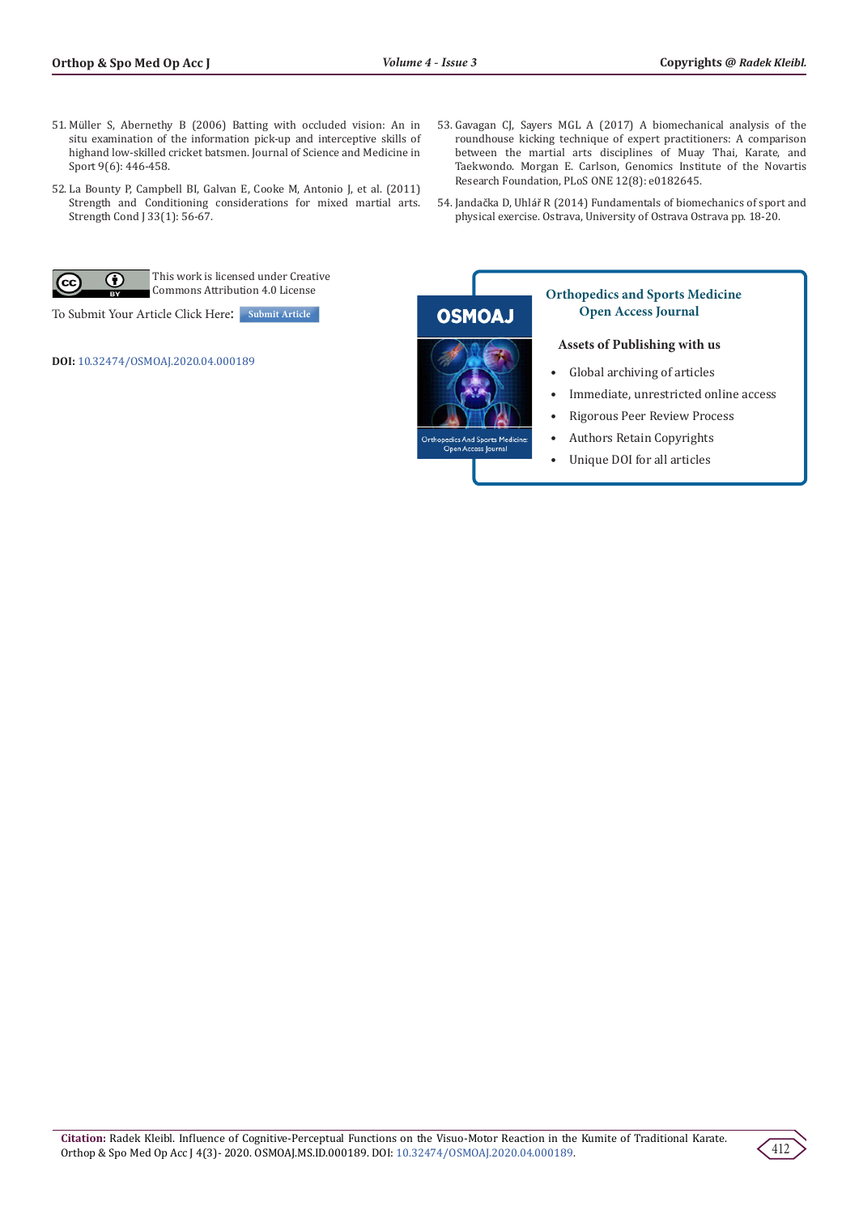51. Müller S, Abernethy B (2006) Batting with occluded vision: An in situ examination of the information pick-up and interceptive skills of highand low-skilled cricket batsmen. Journal of Science and Medicine in Sport 9(6): 446-458.

52. La Bounty P, Campbell BI, Galvan E, Cooke M, Antonio J, et al. (2011) Strength and Conditioning considerations for mixed martial arts. Strength Cond J 33(1): 56-67.

53. Gavagan CJ, Sayers MGL A (2017) A biomechanical analysis of the roundhouse kicking technique of expert practitioners: A comparison between the martial arts disciplines of Muay Thai, Karate, and Taekwondo. Morgan E. Carlson, Genomics Institute of the Novartis Research Foundation, PLoS ONE 12(8): e0182645.

54. Jandačka D, Uhlář R (2014) Fundamentals of biomechanics of sport and physical exercise. Ostrava, University of Ostrava Ostrava pp. 18-20.

This work is licensed under Creative Commons Attribution 4.0 License

To Submit Your Article Click Here: Submit Article

**DOI:** 10.32474/OSMOAJ.2020.04.000189

**Orthopedics and Sports Medicine Open Access Journal**

OSMOAJ

Orthopedics And Sports Medicine: Open Access Journal

**Assets of Publishing with us**

- Global archiving of articles
- Immediate, unrestricted online access
- Rigorous Peer Review Process
- Authors Retain Copyrights
- Unique DOI for all articles

**Citation:** Radek Kleibl. Influence of Cognitive-Perceptual Functions on the Visuo-Motor Reaction in the Kumite of Traditional Karate. Orthop & Spo Med Op Acc J 4(3)- 2020. OSMOAJ.MS.ID.000189. DOI: 10.32474/OSMOAJ.2020.04.000189.